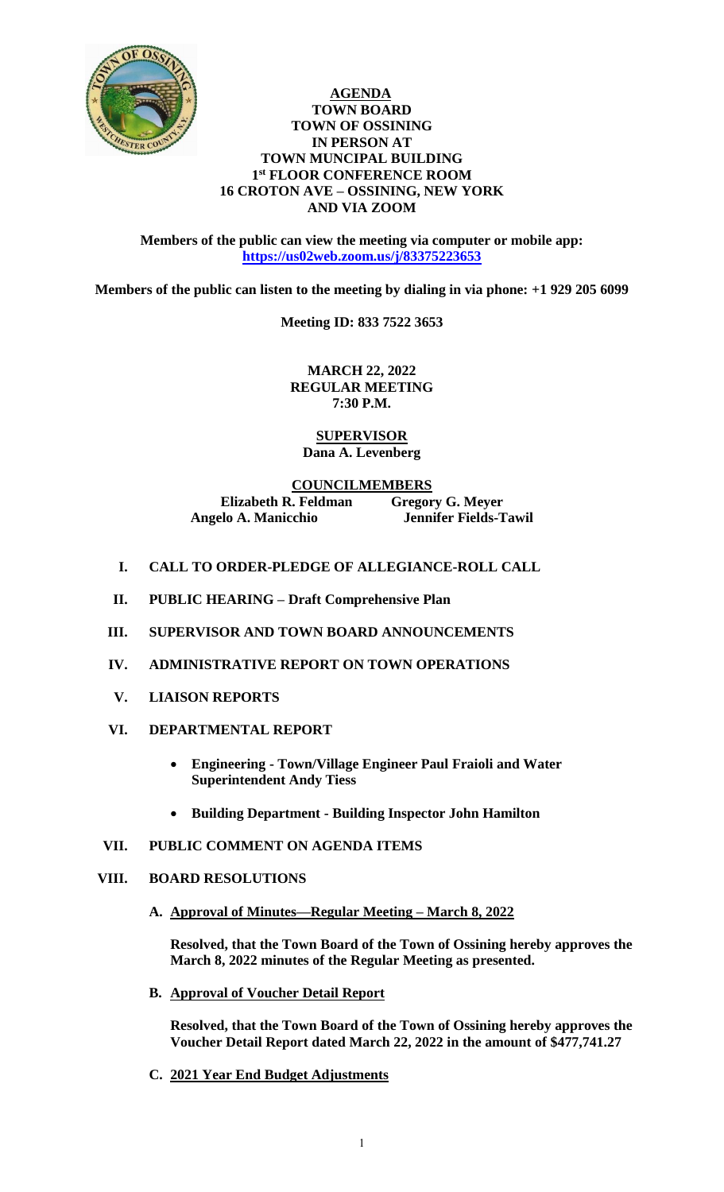# AGENDA
## TOWN BOARD
## TOWN OF OSSINING
## IN PERSON AT
## TOWN MUNCIPAL BUILDING
## 1st FLOOR CONFERENCE ROOM
## 16 CROTON AVE – OSSINING, NEW YORK
## AND VIA ZOOM

**Members of the public can view the meeting via computer or mobile app: https://us02web.zoom.us/j/83375223653**

**Members of the public can listen to the meeting by dialing in via phone: +1 929 205 6099**

**Meeting ID: 833 7522 3653**

**MARCH 22, 2022**
**REGULAR MEETING**
**7:30 P.M.**

**SUPERVISOR**
**Dana A. Levenberg**

**COUNCILMEMBERS**

| | |
|---|---|
| **Elizabeth R. Feldman** | **Gregory G. Meyer** |
| **Angelo A. Manicchio** | **Jennifer Fields-Tawil** |

**I. CALL TO ORDER-PLEDGE OF ALLEGIANCE-ROLL CALL**

**II. PUBLIC HEARING – Draft Comprehensive Plan**

**III. SUPERVISOR AND TOWN BOARD ANNOUNCEMENTS**

**IV. ADMINISTRATIVE REPORT ON TOWN OPERATIONS**

**V. LIAISON REPORTS**

**VI. DEPARTMENTAL REPORT**

- **Engineering - Town/Village Engineer Paul Fraioli and Water Superintendent Andy Tiess**
- **Building Department - Building Inspector John Hamilton**

**VII. PUBLIC COMMENT ON AGENDA ITEMS**

**VIII. BOARD RESOLUTIONS**

**A. Approval of Minutes—Regular Meeting – March 8, 2022**

**Resolved, that the Town Board of the Town of Ossining hereby approves the March 8, 2022 minutes of the Regular Meeting as presented.**

**B. Approval of Voucher Detail Report**

**Resolved, that the Town Board of the Town of Ossining hereby approves the Voucher Detail Report dated March 22, 2022 in the amount of $477,741.27**

**C. 2021 Year End Budget Adjustments**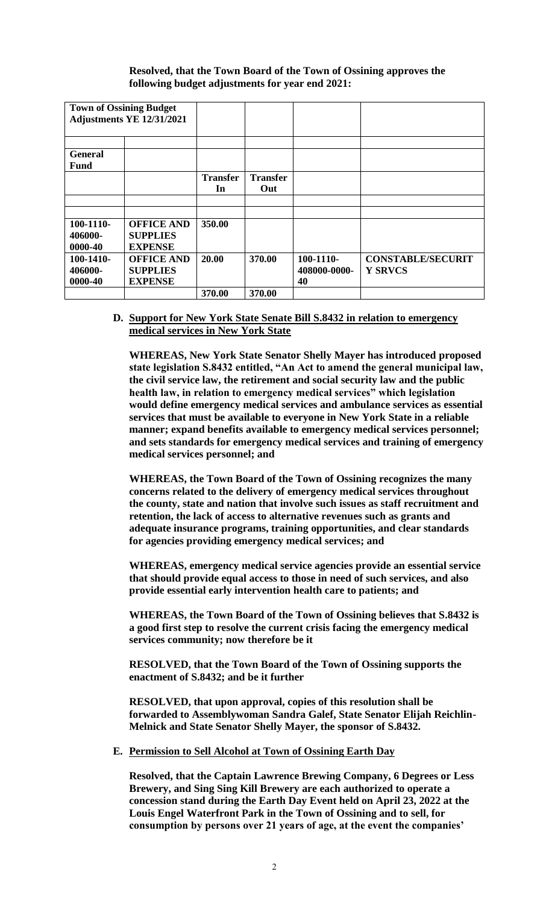**Resolved, that the Town Board of the Town of Ossining approves the following budget adjustments for year end 2021:**

| **Town of Ossining Budget Adjustments YE 12/31/2021** | | | | | |
|---|---|---|---|---|---|
| | | | | | |
| **General Fund** | | | | | |
| | | **Transfer In** | **Transfer Out** | | |
| | | | | | |
| | | | | | |
| **100-1110-406000-0000-40** | **OFFICE AND SUPPLIES EXPENSE** | **350.00** | | | |
| **100-1410-406000-0000-40** | **OFFICE AND SUPPLIES EXPENSE** | **20.00** | **370.00** | **100-1110-408000-0000-40** | **CONSTABLE/SECURITY SRVCS** |
| | | **370.00** | **370.00** | | |

**D. Support for New York State Senate Bill S.8432 in relation to emergency medical services in New York State**

**WHEREAS, New York State Senator Shelly Mayer has introduced proposed state legislation S.8432 entitled, "An Act to amend the general municipal law, the civil service law, the retirement and social security law and the public health law, in relation to emergency medical services" which legislation would define emergency medical services and ambulance services as essential services that must be available to everyone in New York State in a reliable manner; expand benefits available to emergency medical services personnel; and sets standards for emergency medical services and training of emergency medical services personnel; and**

**WHEREAS, the Town Board of the Town of Ossining recognizes the many concerns related to the delivery of emergency medical services throughout the county, state and nation that involve such issues as staff recruitment and retention, the lack of access to alternative revenues such as grants and adequate insurance programs, training opportunities, and clear standards for agencies providing emergency medical services; and**

**WHEREAS, emergency medical service agencies provide an essential service that should provide equal access to those in need of such services, and also provide essential early intervention health care to patients; and**

**WHEREAS, the Town Board of the Town of Ossining believes that S.8432 is a good first step to resolve the current crisis facing the emergency medical services community; now therefore be it**

**RESOLVED, that the Town Board of the Town of Ossining supports the enactment of S.8432; and be it further**

**RESOLVED, that upon approval, copies of this resolution shall be forwarded to Assemblywoman Sandra Galef, State Senator Elijah Reichlin-Melnick and State Senator Shelly Mayer, the sponsor of S.8432.**

**E. Permission to Sell Alcohol at Town of Ossining Earth Day**

**Resolved, that the Captain Lawrence Brewing Company, 6 Degrees or Less Brewery, and Sing Sing Kill Brewery are each authorized to operate a concession stand during the Earth Day Event held on April 23, 2022 at the Louis Engel Waterfront Park in the Town of Ossining and to sell, for consumption by persons over 21 years of age, at the event the companies'**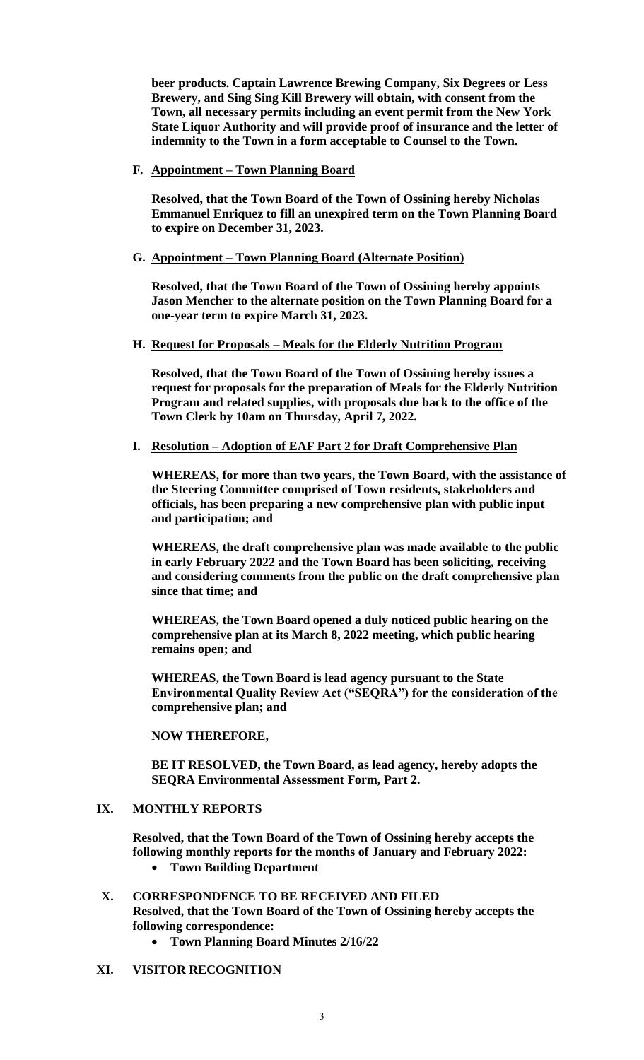**beer products. Captain Lawrence Brewing Company, Six Degrees or Less Brewery, and Sing Sing Kill Brewery will obtain, with consent from the Town, all necessary permits including an event permit from the New York State Liquor Authority and will provide proof of insurance and the letter of indemnity to the Town in a form acceptable to Counsel to the Town.**

**F. Appointment – Town Planning Board**

**Resolved, that the Town Board of the Town of Ossining hereby Nicholas Emmanuel Enriquez to fill an unexpired term on the Town Planning Board to expire on December 31, 2023.**

**G. Appointment – Town Planning Board (Alternate Position)**

**Resolved, that the Town Board of the Town of Ossining hereby appoints Jason Mencher to the alternate position on the Town Planning Board for a one-year term to expire March 31, 2023.**

**H. Request for Proposals – Meals for the Elderly Nutrition Program**

**Resolved, that the Town Board of the Town of Ossining hereby issues a request for proposals for the preparation of Meals for the Elderly Nutrition Program and related supplies, with proposals due back to the office of the Town Clerk by 10am on Thursday, April 7, 2022.**

**I. Resolution – Adoption of EAF Part 2 for Draft Comprehensive Plan**

**WHEREAS, for more than two years, the Town Board, with the assistance of the Steering Committee comprised of Town residents, stakeholders and officials, has been preparing a new comprehensive plan with public input and participation; and**

**WHEREAS, the draft comprehensive plan was made available to the public in early February 2022 and the Town Board has been soliciting, receiving and considering comments from the public on the draft comprehensive plan since that time; and**

**WHEREAS, the Town Board opened a duly noticed public hearing on the comprehensive plan at its March 8, 2022 meeting, which public hearing remains open; and**

**WHEREAS, the Town Board is lead agency pursuant to the State Environmental Quality Review Act ("SEQRA") for the consideration of the comprehensive plan; and**

**NOW THEREFORE,**

**BE IT RESOLVED, the Town Board, as lead agency, hereby adopts the SEQRA Environmental Assessment Form, Part 2.**

## IX. MONTHLY REPORTS

**Resolved, that the Town Board of the Town of Ossining hereby accepts the following monthly reports for the months of January and February 2022:**

- **Town Building Department**

## X. CORRESPONDENCE TO BE RECEIVED AND FILED

**Resolved, that the Town Board of the Town of Ossining hereby accepts the following correspondence:**

- **Town Planning Board Minutes 2/16/22**

## XI. VISITOR RECOGNITION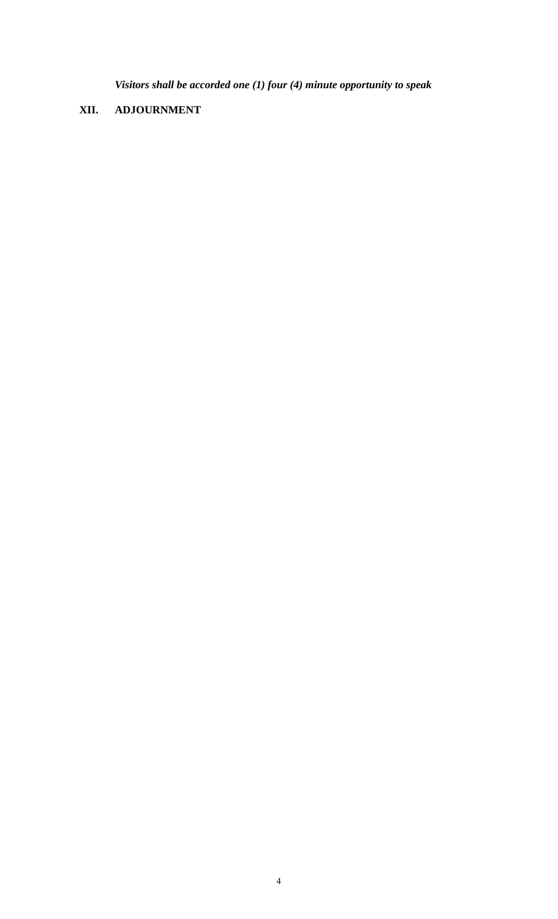***Visitors shall be accorded one (1) four (4) minute opportunity to speak***

## XII. ADJOURNMENT